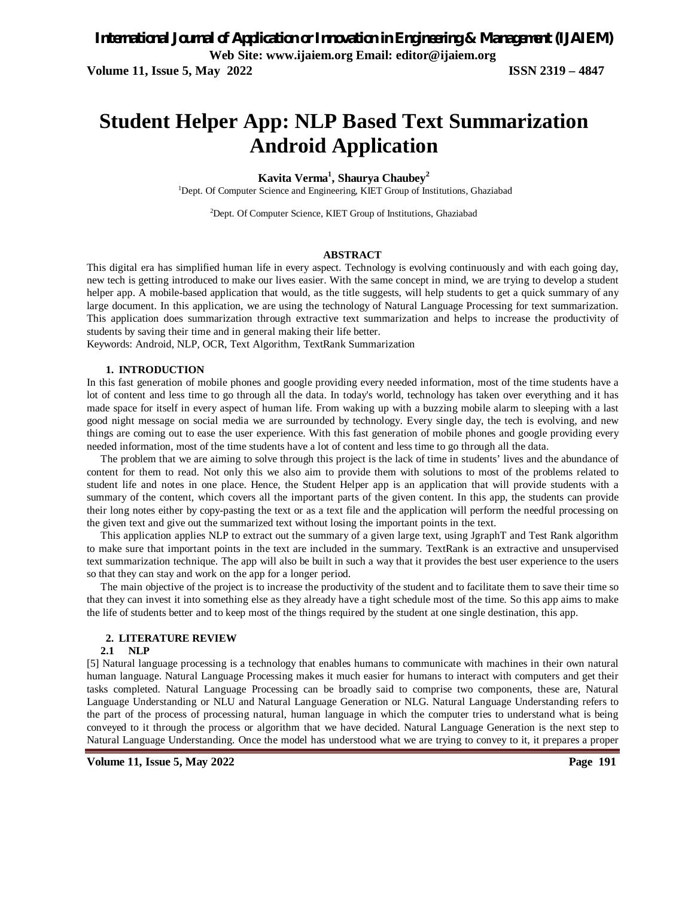# Student Helper App: NLP Based Text Summarization Android Application

**Kavita Verma[1], Shaurya Chaubey[2]**

[1]Dept. Of Computer Science and Engineering, KIET Group of Institutions, Ghaziabad

[2]Dept. Of Computer Science, KIET Group of Institutions, Ghaziabad

## ABSTRACT

This digital era has simplified human life in every aspect. Technology is evolving continuously and with each going day, new tech is getting introduced to make our lives easier. With the same concept in mind, we are trying to develop a student helper app. A mobile-based application that would, as the title suggests, will help students to get a quick summary of any large document. In this application, we are using the technology of Natural Language Processing for text summarization. This application does summarization through extractive text summarization and helps to increase the productivity of students by saving their time and in general making their life better.

Keywords: Android, NLP, OCR, Text Algorithm, TextRank Summarization

## 1. INTRODUCTION

In this fast generation of mobile phones and google providing every needed information, most of the time students have a lot of content and less time to go through all the data. In today's world, technology has taken over everything and it has made space for itself in every aspect of human life. From waking up with a buzzing mobile alarm to sleeping with a last good night message on social media we are surrounded by technology. Every single day, the tech is evolving, and new things are coming out to ease the user experience. With this fast generation of mobile phones and google providing every needed information, most of the time students have a lot of content and less time to go through all the data.

The problem that we are aiming to solve through this project is the lack of time in students' lives and the abundance of content for them to read. Not only this we also aim to provide them with solutions to most of the problems related to student life and notes in one place. Hence, the Student Helper app is an application that will provide students with a summary of the content, which covers all the important parts of the given content. In this app, the students can provide their long notes either by copy-pasting the text or as a text file and the application will perform the needful processing on the given text and give out the summarized text without losing the important points in the text.

This application applies NLP to extract out the summary of a given large text, using JgraphT and Test Rank algorithm to make sure that important points in the text are included in the summary. TextRank is an extractive and unsupervised text summarization technique. The app will also be built in such a way that it provides the best user experience to the users so that they can stay and work on the app for a longer period.

The main objective of the project is to increase the productivity of the student and to facilitate them to save their time so that they can invest it into something else as they already have a tight schedule most of the time. So this app aims to make the life of students better and to keep most of the things required by the student at one single destination, this app.

## 2. LITERATURE REVIEW

### 2.1 NLP

[5] Natural language processing is a technology that enables humans to communicate with machines in their own natural human language. Natural Language Processing makes it much easier for humans to interact with computers and get their tasks completed. Natural Language Processing can be broadly said to comprise two components, these are, Natural Language Understanding or NLU and Natural Language Generation or NLG. Natural Language Understanding refers to the part of the process of processing natural, human language in which the computer tries to understand what is being conveyed to it through the process or algorithm that we have decided. Natural Language Generation is the next step to Natural Language Understanding. Once the model has understood what we are trying to convey to it, it prepares a proper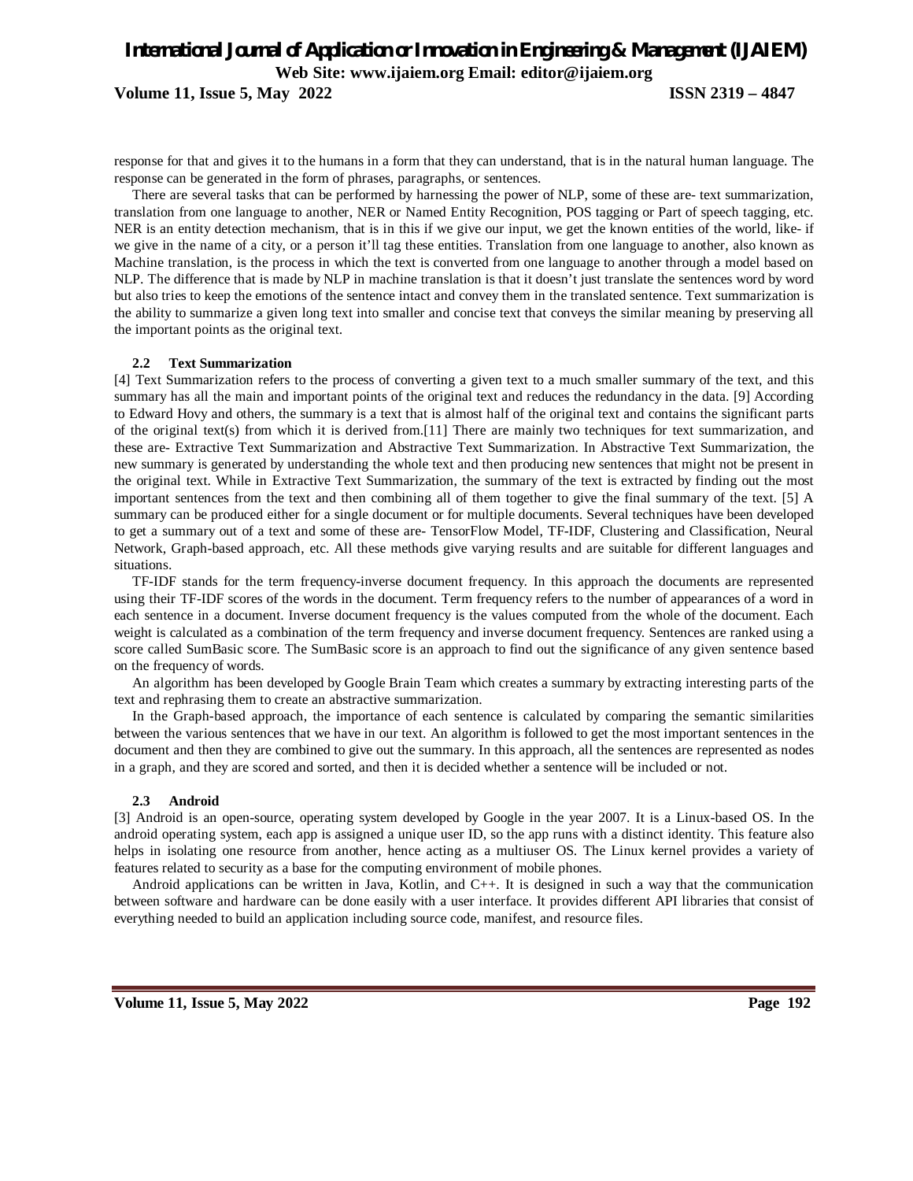response for that and gives it to the humans in a form that they can understand, that is in the natural human language. The response can be generated in the form of phrases, paragraphs, or sentences.

There are several tasks that can be performed by harnessing the power of NLP, some of these are- text summarization, translation from one language to another, NER or Named Entity Recognition, POS tagging or Part of speech tagging, etc. NER is an entity detection mechanism, that is in this if we give our input, we get the known entities of the world, like- if we give in the name of a city, or a person it'll tag these entities. Translation from one language to another, also known as Machine translation, is the process in which the text is converted from one language to another through a model based on NLP. The difference that is made by NLP in machine translation is that it doesn't just translate the sentences word by word but also tries to keep the emotions of the sentence intact and convey them in the translated sentence. Text summarization is the ability to summarize a given long text into smaller and concise text that conveys the similar meaning by preserving all the important points as the original text.

### 2.2 Text Summarization

[4] Text Summarization refers to the process of converting a given text to a much smaller summary of the text, and this summary has all the main and important points of the original text and reduces the redundancy in the data. [9] According to Edward Hovy and others, the summary is a text that is almost half of the original text and contains the significant parts of the original text(s) from which it is derived from.[11] There are mainly two techniques for text summarization, and these are- Extractive Text Summarization and Abstractive Text Summarization. In Abstractive Text Summarization, the new summary is generated by understanding the whole text and then producing new sentences that might not be present in the original text. While in Extractive Text Summarization, the summary of the text is extracted by finding out the most important sentences from the text and then combining all of them together to give the final summary of the text. [5] A summary can be produced either for a single document or for multiple documents. Several techniques have been developed to get a summary out of a text and some of these are- TensorFlow Model, TF-IDF, Clustering and Classification, Neural Network, Graph-based approach, etc. All these methods give varying results and are suitable for different languages and situations.

TF-IDF stands for the term frequency-inverse document frequency. In this approach the documents are represented using their TF-IDF scores of the words in the document. Term frequency refers to the number of appearances of a word in each sentence in a document. Inverse document frequency is the values computed from the whole of the document. Each weight is calculated as a combination of the term frequency and inverse document frequency. Sentences are ranked using a score called SumBasic score. The SumBasic score is an approach to find out the significance of any given sentence based on the frequency of words.

An algorithm has been developed by Google Brain Team which creates a summary by extracting interesting parts of the text and rephrasing them to create an abstractive summarization.

In the Graph-based approach, the importance of each sentence is calculated by comparing the semantic similarities between the various sentences that we have in our text. An algorithm is followed to get the most important sentences in the document and then they are combined to give out the summary. In this approach, all the sentences are represented as nodes in a graph, and they are scored and sorted, and then it is decided whether a sentence will be included or not.

### 2.3 Android

[3] Android is an open-source, operating system developed by Google in the year 2007. It is a Linux-based OS. In the android operating system, each app is assigned a unique user ID, so the app runs with a distinct identity. This feature also helps in isolating one resource from another, hence acting as a multiuser OS. The Linux kernel provides a variety of features related to security as a base for the computing environment of mobile phones.

Android applications can be written in Java, Kotlin, and C++. It is designed in such a way that the communication between software and hardware can be done easily with a user interface. It provides different API libraries that consist of everything needed to build an application including source code, manifest, and resource files.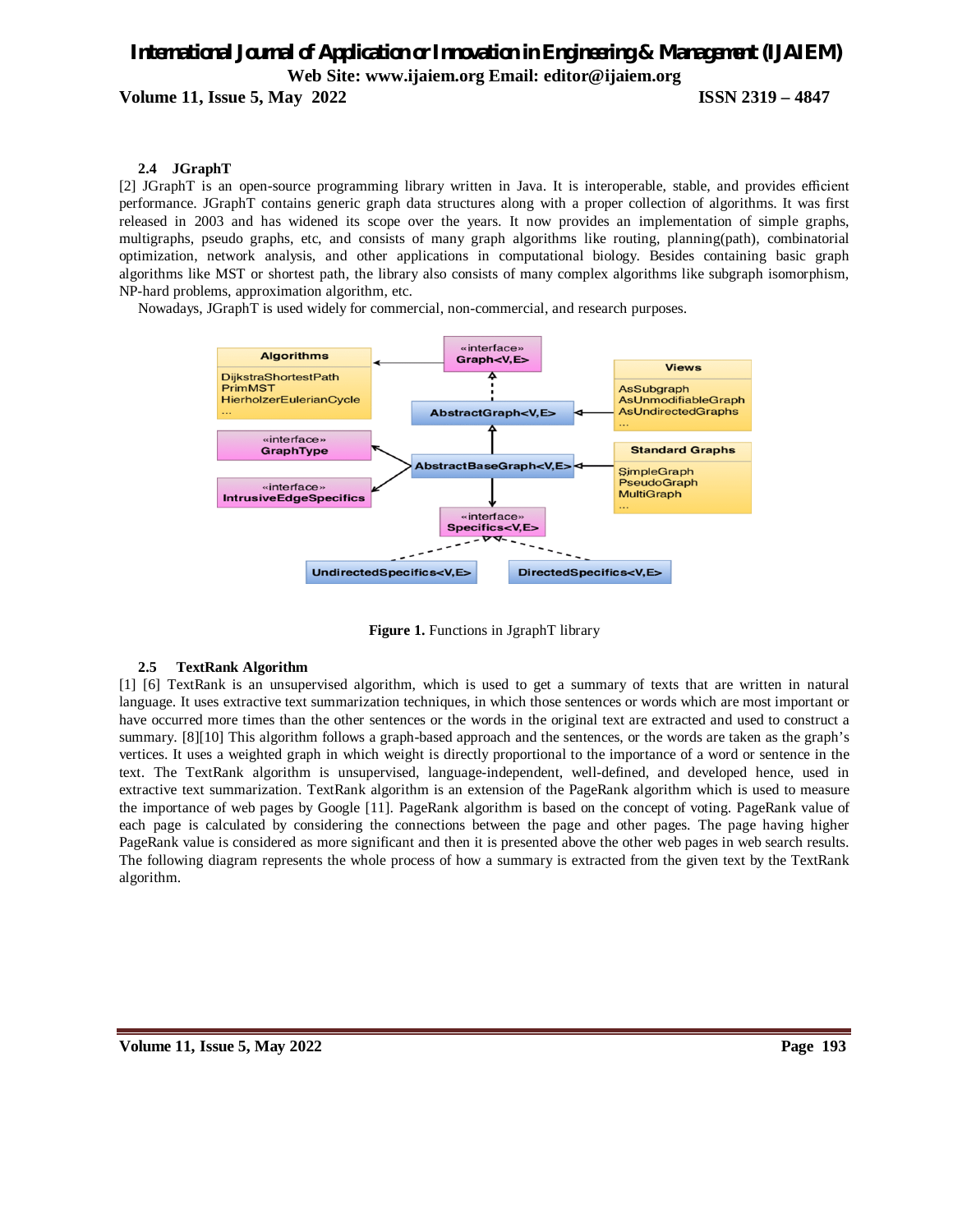### 2.4 JGraphT

[2] JGraphT is an open-source programming library written in Java. It is interoperable, stable, and provides efficient performance. JGraphT contains generic graph data structures along with a proper collection of algorithms. It was first released in 2003 and has widened its scope over the years. It now provides an implementation of simple graphs, multigraphs, pseudo graphs, etc, and consists of many graph algorithms like routing, planning(path), combinatorial optimization, network analysis, and other applications in computational biology. Besides containing basic graph algorithms like MST or shortest path, the library also consists of many complex algorithms like subgraph isomorphism, NP-hard problems, approximation algorithm, etc.

Nowadays, JGraphT is used widely for commercial, non-commercial, and research purposes.

**Figure 1.** Functions in JgraphT library

### 2.5 TextRank Algorithm

[1] [6] TextRank is an unsupervised algorithm, which is used to get a summary of texts that are written in natural language. It uses extractive text summarization techniques, in which those sentences or words which are most important or have occurred more times than the other sentences or the words in the original text are extracted and used to construct a summary. [8][10] This algorithm follows a graph-based approach and the sentences, or the words are taken as the graph's vertices. It uses a weighted graph in which weight is directly proportional to the importance of a word or sentence in the text. The TextRank algorithm is unsupervised, language-independent, well-defined, and developed hence, used in extractive text summarization. TextRank algorithm is an extension of the PageRank algorithm which is used to measure the importance of web pages by Google [11]. PageRank algorithm is based on the concept of voting. PageRank value of each page is calculated by considering the connections between the page and other pages. The page having higher PageRank value is considered as more significant and then it is presented above the other web pages in web search results. The following diagram represents the whole process of how a summary is extracted from the given text by the TextRank algorithm.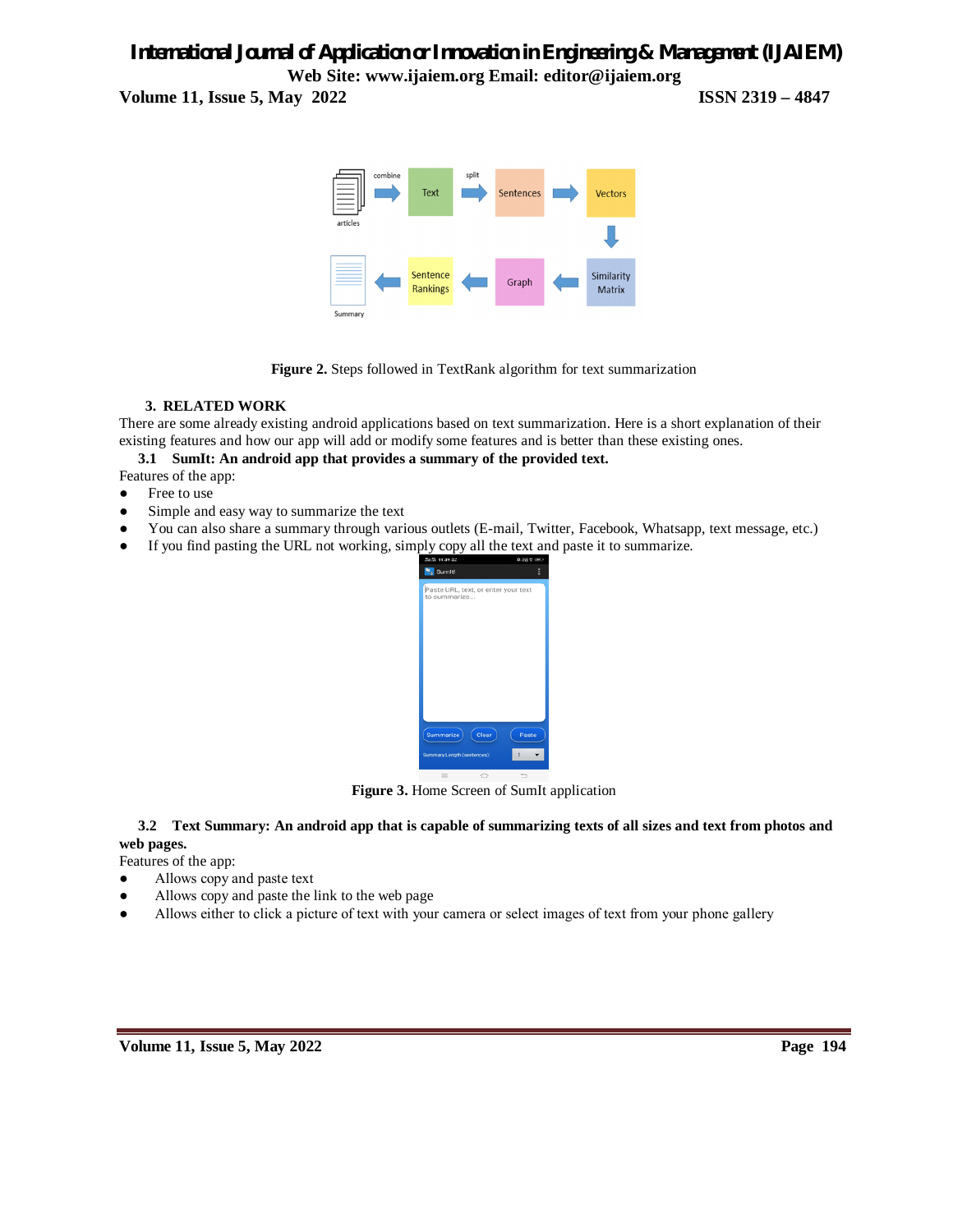**Figure 2.** Steps followed in TextRank algorithm for text summarization

## 3. RELATED WORK

There are some already existing android applications based on text summarization. Here is a short explanation of their existing features and how our app will add or modify some features and is better than these existing ones.

### 3.1 SumIt: An android app that provides a summary of the provided text.

Features of the app:

- Free to use
- Simple and easy way to summarize the text
- You can also share a summary through various outlets (E-mail, Twitter, Facebook, Whatsapp, text message, etc.)
- If you find pasting the URL not working, simply copy all the text and paste it to summarize.

**Figure 3.** Home Screen of SumIt application

### 3.2 Text Summary: An android app that is capable of summarizing texts of all sizes and text from photos and web pages.

Features of the app:

- Allows copy and paste text
- Allows copy and paste the link to the web page
- Allows either to click a picture of text with your camera or select images of text from your phone gallery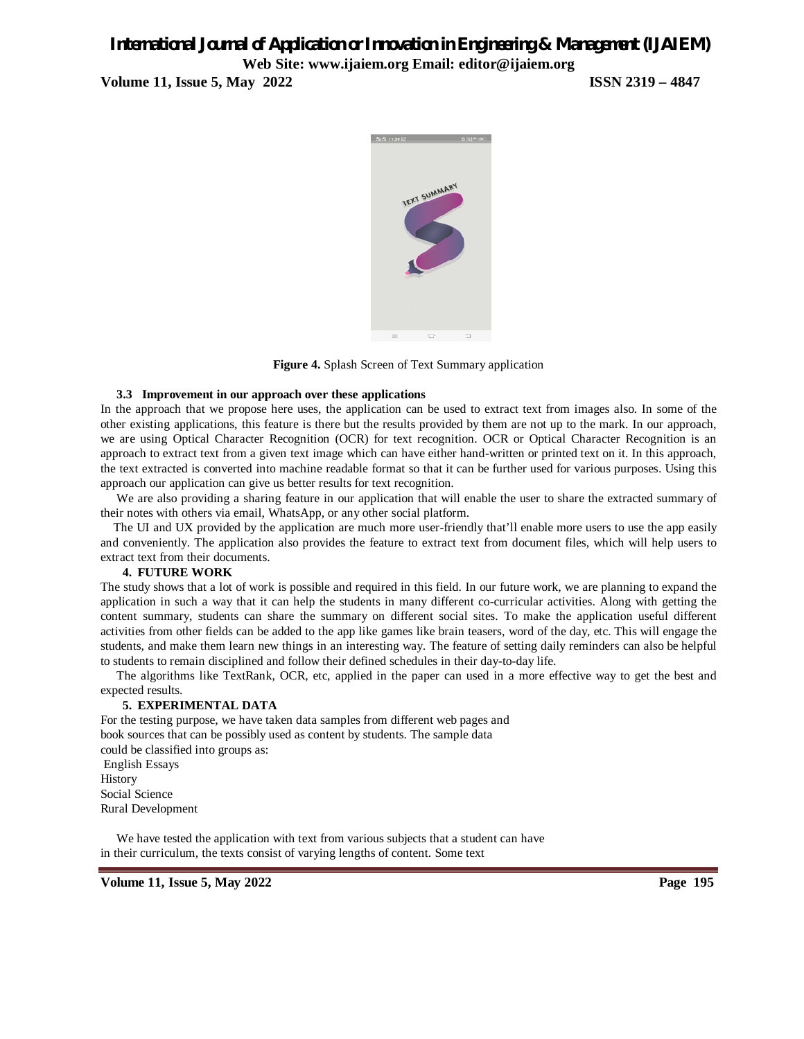**Figure 4.** Splash Screen of Text Summary application

### 3.3 Improvement in our approach over these applications

In the approach that we propose here uses, the application can be used to extract text from images also. In some of the other existing applications, this feature is there but the results provided by them are not up to the mark. In our approach, we are using Optical Character Recognition (OCR) for text recognition. OCR or Optical Character Recognition is an approach to extract text from a given text image which can have either hand-written or printed text on it. In this approach, the text extracted is converted into machine readable format so that it can be further used for various purposes. Using this approach our application can give us better results for text recognition.

We are also providing a sharing feature in our application that will enable the user to share the extracted summary of their notes with others via email, WhatsApp, or any other social platform.

The UI and UX provided by the application are much more user-friendly that'll enable more users to use the app easily and conveniently. The application also provides the feature to extract text from document files, which will help users to extract text from their documents.

## 4. FUTURE WORK

The study shows that a lot of work is possible and required in this field. In our future work, we are planning to expand the application in such a way that it can help the students in many different co-curricular activities. Along with getting the content summary, students can share the summary on different social sites. To make the application useful different activities from other fields can be added to the app like games like brain teasers, word of the day, etc. This will engage the students, and make them learn new things in an interesting way. The feature of setting daily reminders can also be helpful to students to remain disciplined and follow their defined schedules in their day-to-day life.

The algorithms like TextRank, OCR, etc, applied in the paper can used in a more effective way to get the best and expected results.

## 5. EXPERIMENTAL DATA

For the testing purpose, we have taken data samples from different web pages and book sources that can be possibly used as content by students. The sample data could be classified into groups as:

English Essays
History
Social Science
Rural Development

We have tested the application with text from various subjects that a student can have in their curriculum, the texts consist of varying lengths of content. Some text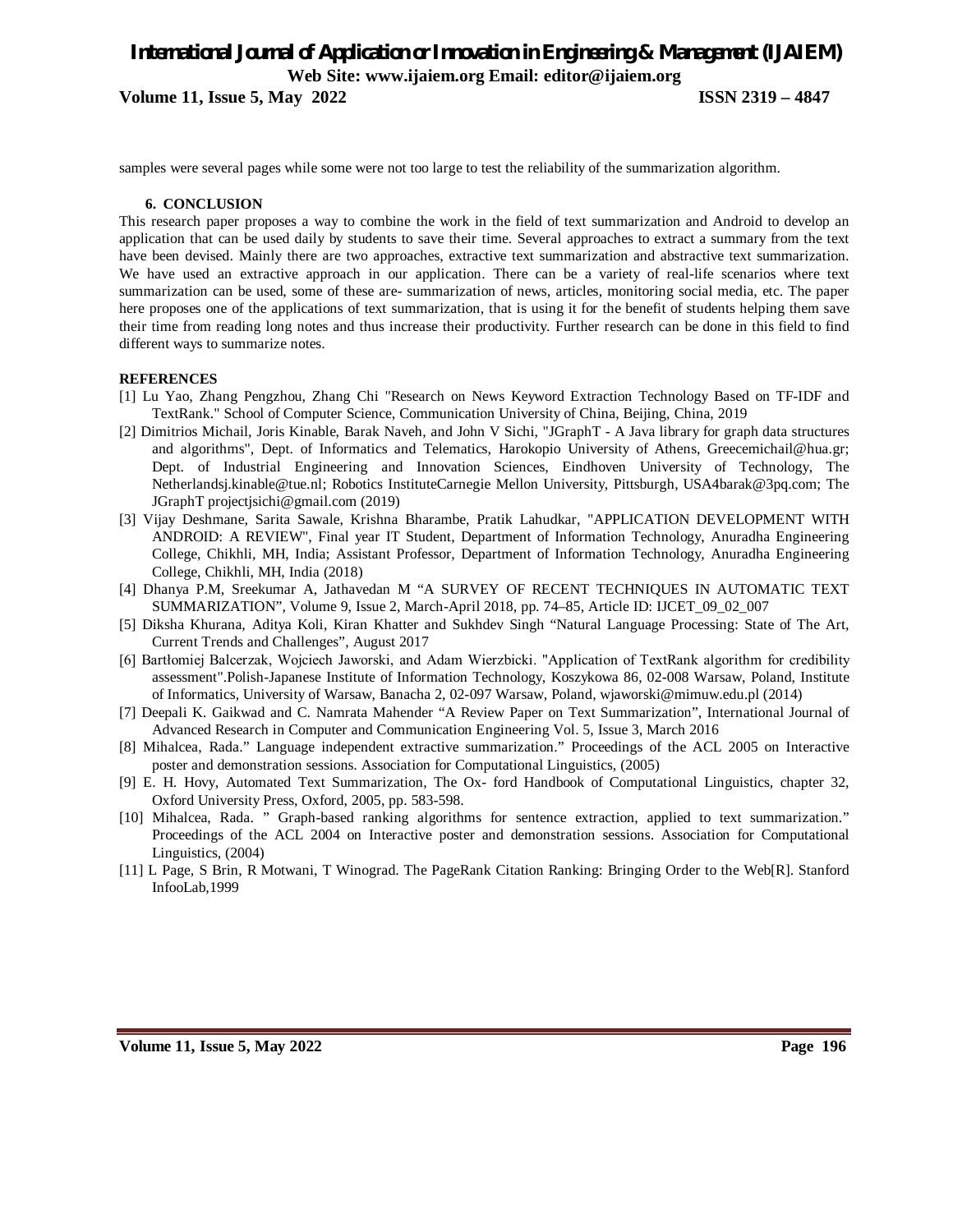samples were several pages while some were not too large to test the reliability of the summarization algorithm.

## 6. CONCLUSION

This research paper proposes a way to combine the work in the field of text summarization and Android to develop an application that can be used daily by students to save their time. Several approaches to extract a summary from the text have been devised. Mainly there are two approaches, extractive text summarization and abstractive text summarization. We have used an extractive approach in our application. There can be a variety of real-life scenarios where text summarization can be used, some of these are- summarization of news, articles, monitoring social media, etc. The paper here proposes one of the applications of text summarization, that is using it for the benefit of students helping them save their time from reading long notes and thus increase their productivity. Further research can be done in this field to find different ways to summarize notes.

## REFERENCES

[1] Lu Yao, Zhang Pengzhou, Zhang Chi "Research on News Keyword Extraction Technology Based on TF-IDF and TextRank." School of Computer Science, Communication University of China, Beijing, China, 2019

[2] Dimitrios Michail, Joris Kinable, Barak Naveh, and John V Sichi, "JGraphT - A Java library for graph data structures and algorithms", Dept. of Informatics and Telematics, Harokopio University of Athens, Greecemichail@hua.gr; Dept. of Industrial Engineering and Innovation Sciences, Eindhoven University of Technology, The Netherlandsj.kinable@tue.nl; Robotics InstituteCarnegie Mellon University, Pittsburgh, USA4barak@3pq.com; The JGraphT projectjsichi@gmail.com (2019)

[3] Vijay Deshmane, Sarita Sawale, Krishna Bharambe, Pratik Lahudkar, "APPLICATION DEVELOPMENT WITH ANDROID: A REVIEW", Final year IT Student, Department of Information Technology, Anuradha Engineering College, Chikhli, MH, India; Assistant Professor, Department of Information Technology, Anuradha Engineering College, Chikhli, MH, India (2018)

[4] Dhanya P.M, Sreekumar A, Jathavedan M "A SURVEY OF RECENT TECHNIQUES IN AUTOMATIC TEXT SUMMARIZATION", Volume 9, Issue 2, March-April 2018, pp. 74–85, Article ID: IJCET_09_02_007

[5] Diksha Khurana, Aditya Koli, Kiran Khatter and Sukhdev Singh "Natural Language Processing: State of The Art, Current Trends and Challenges", August 2017

[6] Bartłomiej Balcerzak, Wojciech Jaworski, and Adam Wierzbicki. "Application of TextRank algorithm for credibility assessment".Polish-Japanese Institute of Information Technology, Koszykowa 86, 02-008 Warsaw, Poland, Institute of Informatics, University of Warsaw, Banacha 2, 02-097 Warsaw, Poland, wjaworski@mimuw.edu.pl (2014)

[7] Deepali K. Gaikwad and C. Namrata Mahender "A Review Paper on Text Summarization", International Journal of Advanced Research in Computer and Communication Engineering Vol. 5, Issue 3, March 2016

[8] Mihalcea, Rada." Language independent extractive summarization." Proceedings of the ACL 2005 on Interactive poster and demonstration sessions. Association for Computational Linguistics, (2005)

[9] E. H. Hovy, Automated Text Summarization, The Ox- ford Handbook of Computational Linguistics, chapter 32, Oxford University Press, Oxford, 2005, pp. 583-598.

[10] Mihalcea, Rada. " Graph-based ranking algorithms for sentence extraction, applied to text summarization." Proceedings of the ACL 2004 on Interactive poster and demonstration sessions. Association for Computational Linguistics, (2004)

[11] L Page, S Brin, R Motwani, T Winograd. The PageRank Citation Ranking: Bringing Order to the Web[R]. Stanford InfooLab,1999